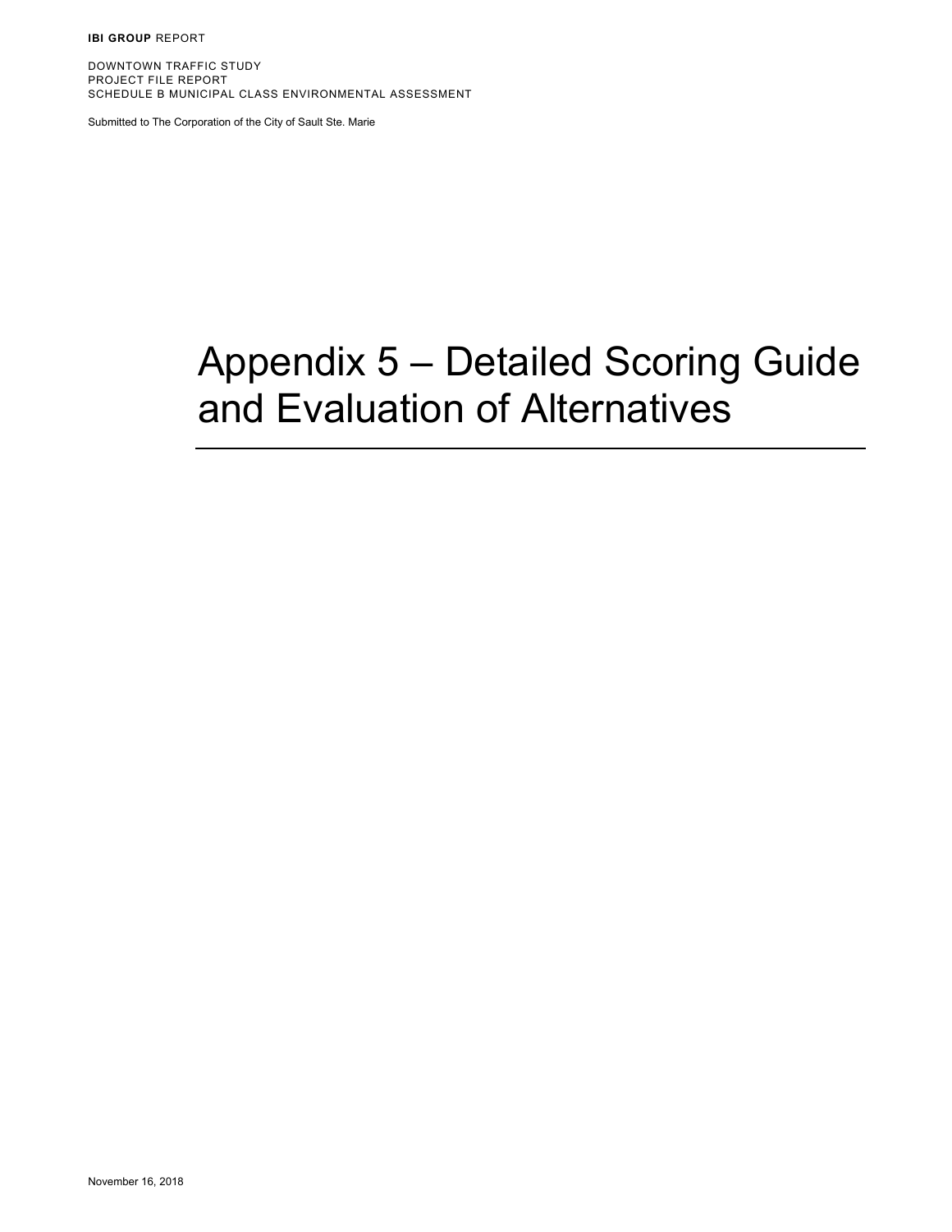**IBI GROUP** REPORT

DOWNTOWN TRAFFIC STUDY
PROJECT FILE REPORT
SCHEDULE B MUNICIPAL CLASS ENVIRONMENTAL ASSESSMENT

Submitted to The Corporation of the City of Sault Ste. Marie

# Appendix 5 – Detailed Scoring Guide and Evaluation of Alternatives

November 16, 2018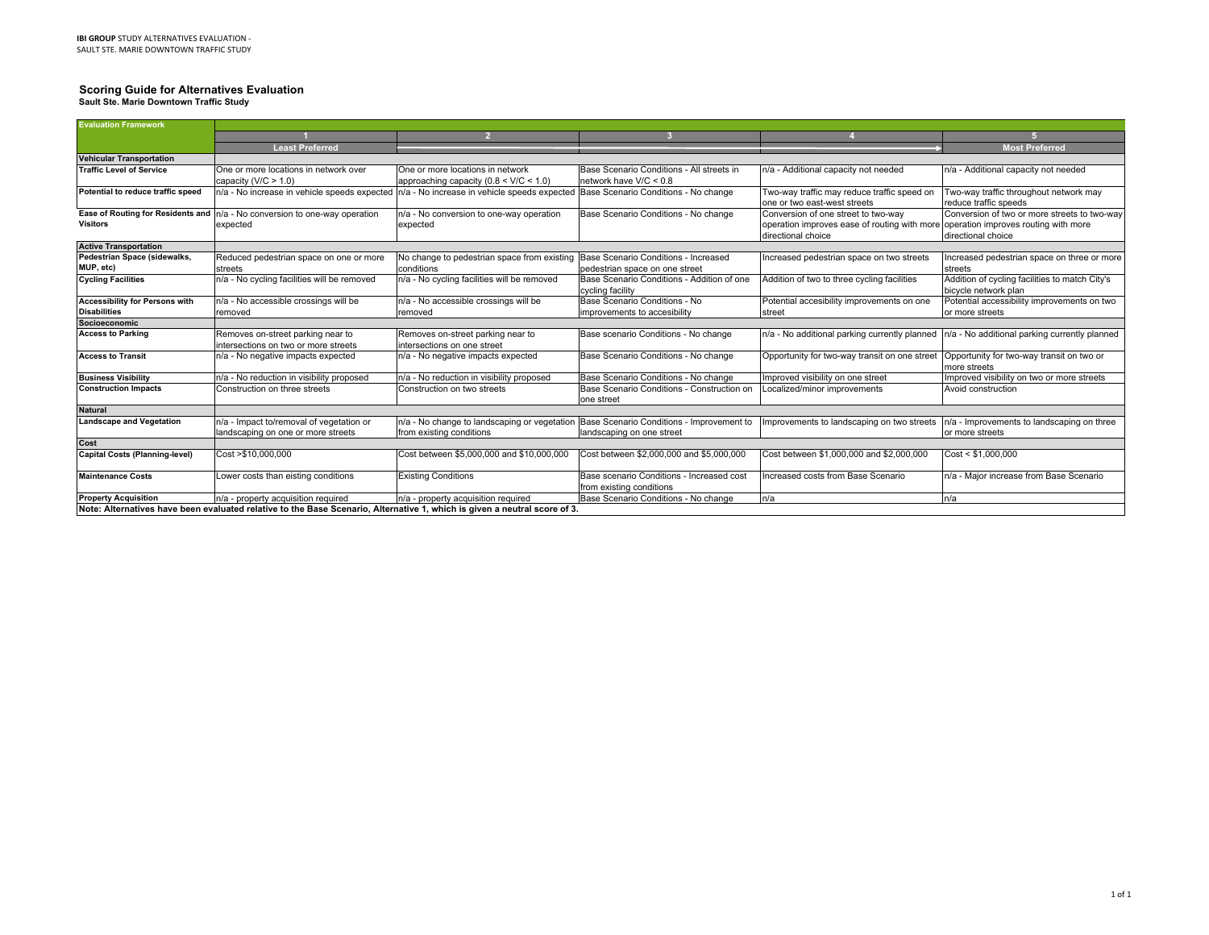IBI GROUP STUDY ALTERNATIVES EVALUATION -
SAULT STE. MARIE DOWNTOWN TRAFFIC STUDY

## Scoring Guide for Alternatives Evaluation

**Sault Ste. Marie Downtown Traffic Study**

| Evaluation Framework | 1 | 2 | 3 | 4 | 5 |
|---|---|---|---|---|---|
| | **Least Preferred** | | | | **Most Preferred** |
| **Vehicular Transportation** | | | | | |
| **Traffic Level of Service** | One or more locations in network over capacity ($V/C > 1.0$) | One or more locations in network approaching capacity ($0.8 < V/C < 1.0$) | Base Scenario Conditions - All streets in network have $V/C < 0.8$ | n/a - Additional capacity not needed | n/a - Additional capacity not needed |
| **Potential to reduce traffic speed** | n/a - No increase in vehicle speeds expected | n/a - No increase in vehicle speeds expected | Base Scenario Conditions - No change | Two-way traffic may reduce traffic speed on one or two east-west streets | Two-way traffic throughout network may reduce traffic speeds |
| **Ease of Routing for Residents and Visitors** | n/a - No conversion to one-way operation expected | n/a - No conversion to one-way operation expected | Base Scenario Conditions - No change | Conversion of one street to two-way operation improves ease of routing with more directional choice | Conversion of two or more streets to two-way operation improves routing with more directional choice |
| **Active Transportation** | | | | | |
| **Pedestrian Space (sidewalks, MUP, etc)** | Reduced pedestrian space on one or more streets | No change to pedestrian space from existing conditions | Base Scenario Conditions - Increased pedestrian space on one street | Increased pedestrian space on two streets | Increased pedestrian space on three or more streets |
| **Cycling Facilities** | n/a - No cycling facilities will be removed | n/a - No cycling facilities will be removed | Base Scenario Conditions - Addition of one cycling facility | Addition of two to three cycling facilities | Addition of cycling facilities to match City's bicycle network plan |
| **Accessibility for Persons with Disabilities** | n/a - No accessible crossings will be removed | n/a - No accessible crossings will be removed | Base Scenario Conditions - No improvements to accesibility | Potential accesibility improvements on one street | Potential accessibility improvements on two or more streets |
| **Socioeconomic** | | | | | |
| **Access to Parking** | Removes on-street parking near to intersections on two or more streets | Removes on-street parking near to intersections on one street | Base scenario Conditions - No change | n/a - No additional parking currently planned | n/a - No additional parking currently planned |
| **Access to Transit** | n/a - No negative impacts expected | n/a - No negative impacts expected | Base Scenario Conditions - No change | Opportunity for two-way transit on one street | Opportunity for two-way transit on two or more streets |
| **Business Visibility** | n/a - No reduction in visibility proposed | n/a - No reduction in visibility proposed | Base Scenario Conditions - No change | Improved visibility on one street | Improved visibility on two or more streets |
| **Construction Impacts** | Construction on three streets | Construction on two streets | Base Scenario Conditions - Construction on one street | Localized/minor improvements | Avoid construction |
| **Natural** | | | | | |
| **Landscape and Vegetation** | n/a - Impact to/removal of vegetation or landscaping on one or more streets | n/a - No change to landscaping or vegetation from existing conditions | Base Scenario Conditions - Improvement to landscaping on one street | Improvements to landscaping on two streets | n/a - Improvements to landscaping on three or more streets |
| **Cost** | | | | | |
| **Capital Costs (Planning-level)** | Cost >$10,000,000 | Cost between $5,000,000 and $10,000,000 | Cost between $2,000,000 and $5,000,000 | Cost between $1,000,000 and $2,000,000 | Cost < $1,000,000 |
| **Maintenance Costs** | Lower costs than eisting conditions | Existing Conditions | Base scenario Conditions - Increased cost from existing conditions | Increased costs from Base Scenario | n/a - Major increase from Base Scenario |
| **Property Acquisition** | n/a - property acquisition required | n/a - property acquisition required | Base Scenario Conditions - No change | n/a | n/a |

**Note: Alternatives have been evaluated relative to the Base Scenario, Alternative 1, which is given a neutral score of 3.**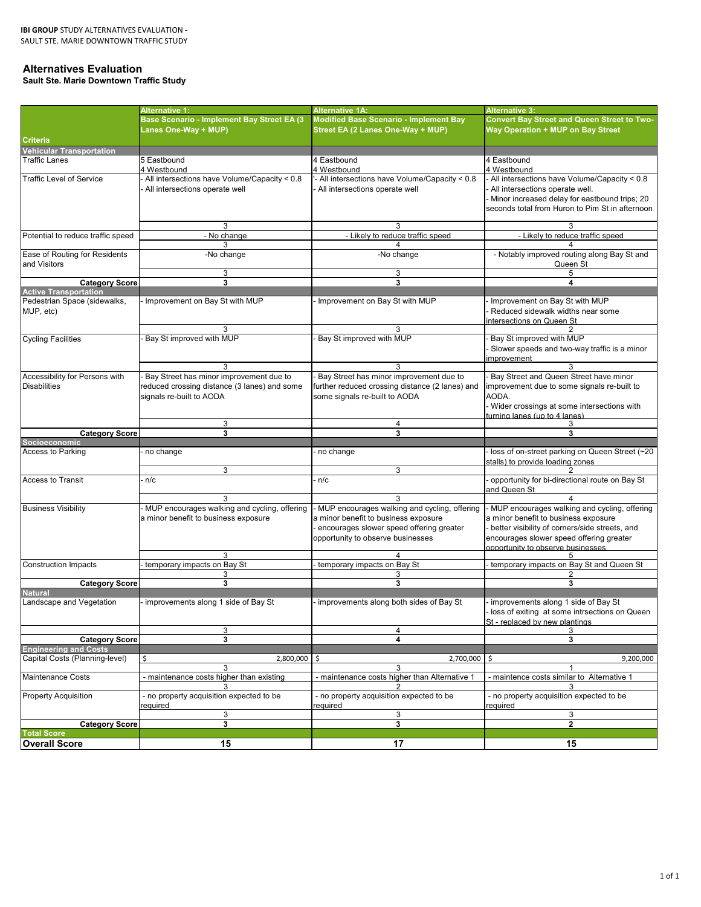IBI GROUP STUDY ALTERNATIVES EVALUATION - SAULT STE. MARIE DOWNTOWN TRAFFIC STUDY

## Alternatives Evaluation

**Sault Ste. Marie Downtown Traffic Study**

| Criteria | Alternative 1: Base Scenario - Implement Bay Street EA (3 Lanes One-Way + MUP) | Alternative 1A: Modified Base Scenario - Implement Bay Street EA (2 Lanes One-Way + MUP) | Alternative 3: Convert Bay Street and Queen Street to Two-Way Operation + MUP on Bay Street |
|---|---|---|---|
| **Vehicular Transportation** | | | |
| Traffic Lanes | 5 Eastbound<br>4 Westbound | 4 Eastbound<br>4 Westbound | 4 Eastbound<br>4 Westbound |
| Traffic Level of Service | - All intersections have Volume/Capacity < 0.8<br>- All intersections operate well | '- All intersections have Volume/Capacity < 0.8<br>- All intersections operate well | - All intersections have Volume/Capacity < 0.8<br>- All intersections operate well.<br>- Minor increased delay for eastbound trips; 20 seconds total from Huron to Pim St in afternoon |
| | 3 | 3 | 3 |
| Potential to reduce traffic speed | - No change | - Likely to reduce traffic speed | - Likely to reduce traffic speed |
| | 3 | 4 | 4 |
| Ease of Routing for Residents and Visitors | -No change | -No change | - Notably improved routing along Bay St and Queen St |
| | 3 | 3 | 5 |
| **Category Score** | **3** | **3** | **4** |
| **Active Transportation** | | | |
| Pedestrian Space (sidewalks, MUP, etc) | - Improvement on Bay St with MUP | - Improvement on Bay St with MUP | - Improvement on Bay St with MUP<br>- Reduced sidewalk widths near some intersections on Queen St |
| | 3 | 3 | 2 |
| Cycling Facilities | - Bay St improved with MUP | - Bay St improved with MUP | - Bay St improved with MUP<br>- Slower speeds and two-way traffic is a minor improvement |
| | 3 | 3 | 3 |
| Accessibility for Persons with Disabilities | - Bay Street has minor improvement due to reduced crossing distance (3 lanes) and some signals re-built to AODA | - Bay Street has minor improvement due to further reduced crossing distance (2 lanes) and some signals re-built to AODA | - Bay Street and Queen Street have minor improvement due to some signals re-built to AODA.<br>- Wider crossings at some intersections with turning lanes (up to 4 lanes) |
| | 3 | 4 | 3 |
| **Category Score** | **3** | **3** | **3** |
| **Socioeconomic** | | | |
| Access to Parking | - no change | - no change | - loss of on-street parking on Queen Street (~20 stalls) to provide loading zones |
| | 3 | 3 | 2 |
| Access to Transit | - n/c | - n/c | - opportunity for bi-directional route on Bay St and Queen St |
| | 3 | 3 | 4 |
| Business Visibility | - MUP encourages walking and cycling, offering a minor benefit to business exposure | - MUP encourages walking and cycling, offering a minor benefit to business exposure<br>- encourages slower speed offering greater opportunity to observe businesses | - MUP encourages walking and cycling, offering a minor benefit to business exposure<br>- better visibility of corners/side streets, and encourages slower speed offering greater opportunity to observe businesses |
| | 3 | 4 | 5 |
| Construction Impacts | - temporary impacts on Bay St | - temporary impacts on Bay St | - temporary impacts on Bay St and Queen St |
| | 3 | 3 | 2 |
| **Category Score** | **3** | **3** | **3** |
| **Natural** | | | |
| Landscape and Vegetation | - improvements along 1 side of Bay St | - improvements along both sides of Bay St | - improvements along 1 side of Bay St<br>- loss of exiting at some intrsections on Queen St - replaced by new plantings |
| | 3 | 4 | 3 |
| **Category Score** | **3** | **4** | **3** |
| **Engineering and Costs** | | | |
| Capital Costs (Planning-level) | $ 2,800,000 | $ 2,700,000 | $ 9,200,000 |
| | 3 | 3 | 1 |
| Maintenance Costs | - maintenance costs higher than existing | - maintenance costs higher than Alternative 1 | - maintence costs similar to Alternative 1 |
| | 3 | 2 | 3 |
| Property Acquisition | - no property acquisition expected to be required | - no property acquisition expected to be required | - no property acquisition expected to be required |
| | 3 | 3 | 3 |
| **Category Score** | **3** | **3** | **2** |
| **Total Score** | | | |
| **Overall Score** | **15** | **17** | **15** |